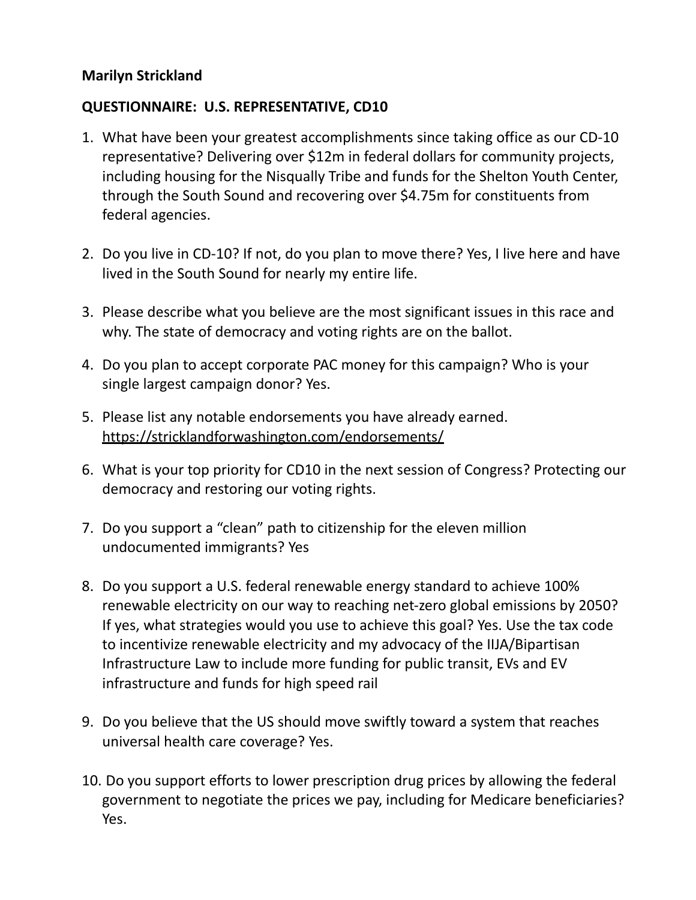**Marilyn Strickland**

**QUESTIONNAIRE: U.S. REPRESENTATIVE, CD10**

1. What have been your greatest accomplishments since taking office as our CD-10 representative? Delivering over $12m in federal dollars for community projects, including housing for the Nisqually Tribe and funds for the Shelton Youth Center, through the South Sound and recovering over $4.75m for constituents from federal agencies.

2. Do you live in CD-10? If not, do you plan to move there? Yes, I live here and have lived in the South Sound for nearly my entire life.

3. Please describe what you believe are the most significant issues in this race and why. The state of democracy and voting rights are on the ballot.

4. Do you plan to accept corporate PAC money for this campaign? Who is your single largest campaign donor? Yes.

5. Please list any notable endorsements you have already earned. https://stricklandforwashington.com/endorsements/

6. What is your top priority for CD10 in the next session of Congress? Protecting our democracy and restoring our voting rights.

7. Do you support a "clean" path to citizenship for the eleven million undocumented immigrants? Yes

8. Do you support a U.S. federal renewable energy standard to achieve 100% renewable electricity on our way to reaching net-zero global emissions by 2050? If yes, what strategies would you use to achieve this goal? Yes. Use the tax code to incentivize renewable electricity and my advocacy of the IIJA/Bipartisan Infrastructure Law to include more funding for public transit, EVs and EV infrastructure and funds for high speed rail

9. Do you believe that the US should move swiftly toward a system that reaches universal health care coverage? Yes.

10. Do you support efforts to lower prescription drug prices by allowing the federal government to negotiate the prices we pay, including for Medicare beneficiaries? Yes.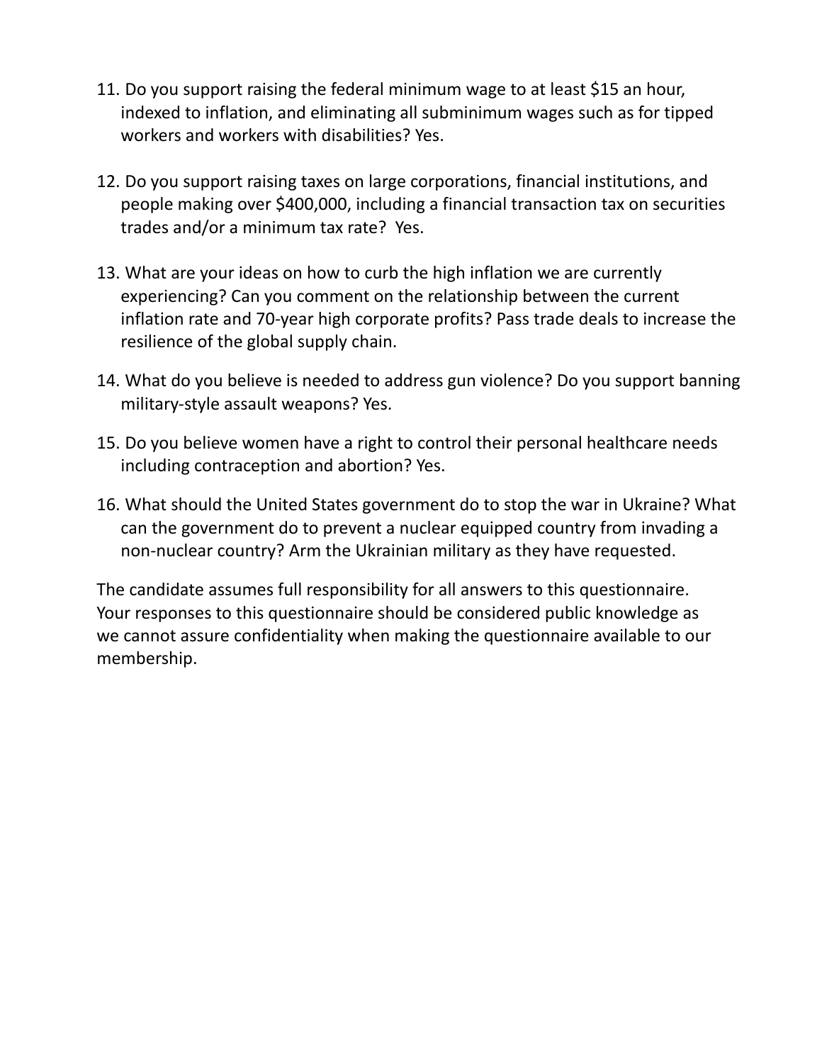11. Do you support raising the federal minimum wage to at least $15 an hour, indexed to inflation, and eliminating all subminimum wages such as for tipped workers and workers with disabilities? Yes.

12. Do you support raising taxes on large corporations, financial institutions, and people making over $400,000, including a financial transaction tax on securities trades and/or a minimum tax rate? Yes.

13. What are your ideas on how to curb the high inflation we are currently experiencing? Can you comment on the relationship between the current inflation rate and 70-year high corporate profits? Pass trade deals to increase the resilience of the global supply chain.

14. What do you believe is needed to address gun violence? Do you support banning military-style assault weapons? Yes.

15. Do you believe women have a right to control their personal healthcare needs including contraception and abortion? Yes.

16. What should the United States government do to stop the war in Ukraine? What can the government do to prevent a nuclear equipped country from invading a non-nuclear country? Arm the Ukrainian military as they have requested.

The candidate assumes full responsibility for all answers to this questionnaire. Your responses to this questionnaire should be considered public knowledge as we cannot assure confidentiality when making the questionnaire available to our membership.